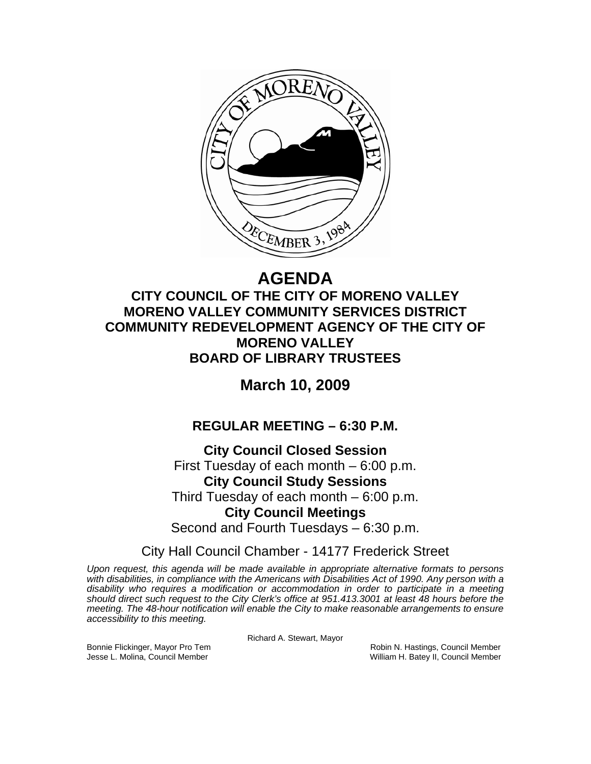# AGENDA

## CITY COUNCIL OF THE CITY OF MORENO VALLEY
## MORENO VALLEY COMMUNITY SERVICES DISTRICT
## COMMUNITY REDEVELOPMENT AGENCY OF THE CITY OF MORENO VALLEY
## BOARD OF LIBRARY TRUSTEES

## March 10, 2009

### REGULAR MEETING – 6:30 P.M.

**City Council Closed Session**
First Tuesday of each month – 6:00 p.m.

**City Council Study Sessions**
Third Tuesday of each month – 6:00 p.m.

**City Council Meetings**
Second and Fourth Tuesdays – 6:30 p.m.

City Hall Council Chamber - 14177 Frederick Street

*Upon request, this agenda will be made available in appropriate alternative formats to persons with disabilities, in compliance with the Americans with Disabilities Act of 1990. Any person with a disability who requires a modification or accommodation in order to participate in a meeting should direct such request to the City Clerk's office at 951.413.3001 at least 48 hours before the meeting. The 48-hour notification will enable the City to make reasonable arrangements to ensure accessibility to this meeting.*

Richard A. Stewart, Mayor

Bonnie Flickinger, Mayor Pro Tem
Jesse L. Molina, Council Member
Robin N. Hastings, Council Member
William H. Batey II, Council Member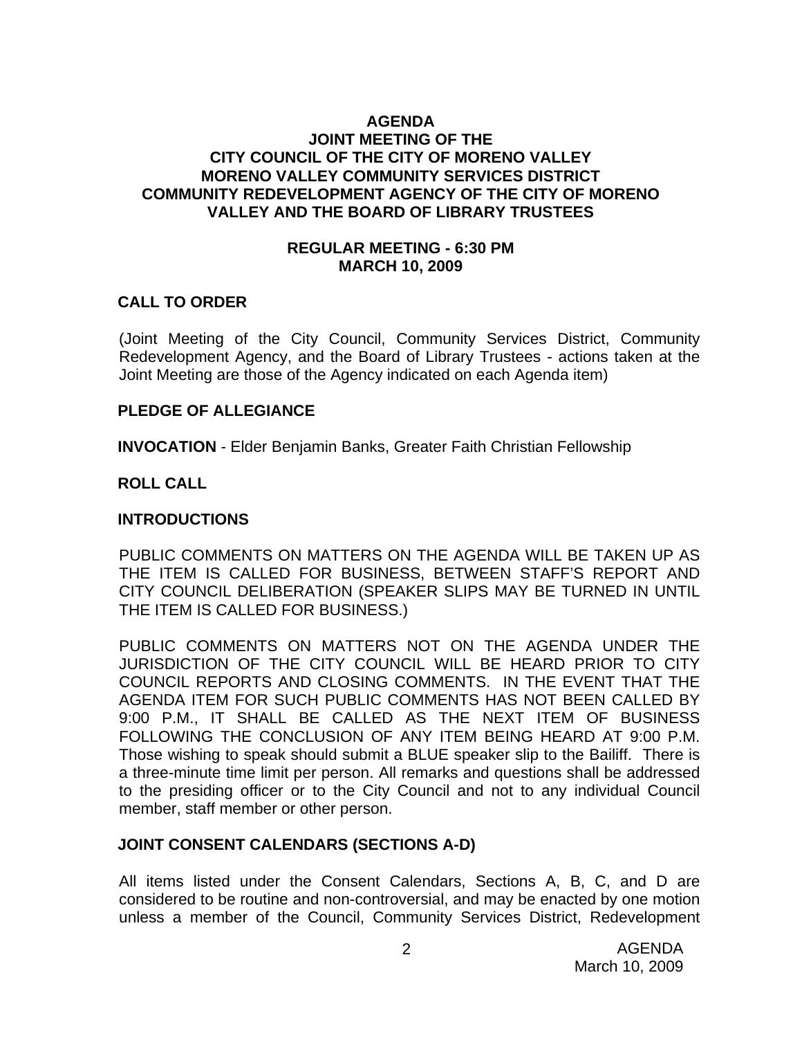**AGENDA**
**JOINT MEETING OF THE**
**CITY COUNCIL OF THE CITY OF MORENO VALLEY**
**MORENO VALLEY COMMUNITY SERVICES DISTRICT**
**COMMUNITY REDEVELOPMENT AGENCY OF THE CITY OF MORENO VALLEY AND THE BOARD OF LIBRARY TRUSTEES**

**REGULAR MEETING - 6:30 PM**
**MARCH 10, 2009**

## CALL TO ORDER

(Joint Meeting of the City Council, Community Services District, Community Redevelopment Agency, and the Board of Library Trustees - actions taken at the Joint Meeting are those of the Agency indicated on each Agenda item)

## PLEDGE OF ALLEGIANCE

**INVOCATION** - Elder Benjamin Banks, Greater Faith Christian Fellowship

## ROLL CALL

## INTRODUCTIONS

PUBLIC COMMENTS ON MATTERS ON THE AGENDA WILL BE TAKEN UP AS THE ITEM IS CALLED FOR BUSINESS, BETWEEN STAFF'S REPORT AND CITY COUNCIL DELIBERATION (SPEAKER SLIPS MAY BE TURNED IN UNTIL THE ITEM IS CALLED FOR BUSINESS.)

PUBLIC COMMENTS ON MATTERS NOT ON THE AGENDA UNDER THE JURISDICTION OF THE CITY COUNCIL WILL BE HEARD PRIOR TO CITY COUNCIL REPORTS AND CLOSING COMMENTS. IN THE EVENT THAT THE AGENDA ITEM FOR SUCH PUBLIC COMMENTS HAS NOT BEEN CALLED BY 9:00 P.M., IT SHALL BE CALLED AS THE NEXT ITEM OF BUSINESS FOLLOWING THE CONCLUSION OF ANY ITEM BEING HEARD AT 9:00 P.M. Those wishing to speak should submit a BLUE speaker slip to the Bailiff. There is a three-minute time limit per person. All remarks and questions shall be addressed to the presiding officer or to the City Council and not to any individual Council member, staff member or other person.

## JOINT CONSENT CALENDARS (SECTIONS A-D)

All items listed under the Consent Calendars, Sections A, B, C, and D are considered to be routine and non-controversial, and may be enacted by one motion unless a member of the Council, Community Services District, Redevelopment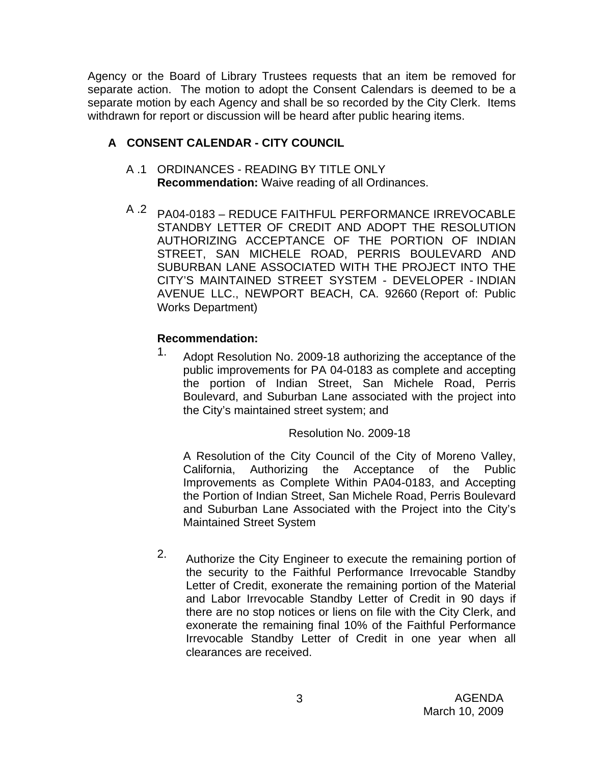Agency or the Board of Library Trustees requests that an item be removed for separate action. The motion to adopt the Consent Calendars is deemed to be a separate motion by each Agency and shall be so recorded by the City Clerk. Items withdrawn for report or discussion will be heard after public hearing items.

## A CONSENT CALENDAR - CITY COUNCIL

A .1 ORDINANCES - READING BY TITLE ONLY
**Recommendation:** Waive reading of all Ordinances.

A .2 PA04-0183 – REDUCE FAITHFUL PERFORMANCE IRREVOCABLE STANDBY LETTER OF CREDIT AND ADOPT THE RESOLUTION AUTHORIZING ACCEPTANCE OF THE PORTION OF INDIAN STREET, SAN MICHELE ROAD, PERRIS BOULEVARD AND SUBURBAN LANE ASSOCIATED WITH THE PROJECT INTO THE CITY'S MAINTAINED STREET SYSTEM - DEVELOPER - INDIAN AVENUE LLC., NEWPORT BEACH, CA. 92660 (Report of: Public Works Department)

**Recommendation:**

1. Adopt Resolution No. 2009-18 authorizing the acceptance of the public improvements for PA 04-0183 as complete and accepting the portion of Indian Street, San Michele Road, Perris Boulevard, and Suburban Lane associated with the project into the City's maintained street system; and

   Resolution No. 2009-18

   A Resolution of the City Council of the City of Moreno Valley, California, Authorizing the Acceptance of the Public Improvements as Complete Within PA04-0183, and Accepting the Portion of Indian Street, San Michele Road, Perris Boulevard and Suburban Lane Associated with the Project into the City's Maintained Street System

2. Authorize the City Engineer to execute the remaining portion of the security to the Faithful Performance Irrevocable Standby Letter of Credit, exonerate the remaining portion of the Material and Labor Irrevocable Standby Letter of Credit in 90 days if there are no stop notices or liens on file with the City Clerk, and exonerate the remaining final 10% of the Faithful Performance Irrevocable Standby Letter of Credit in one year when all clearances are received.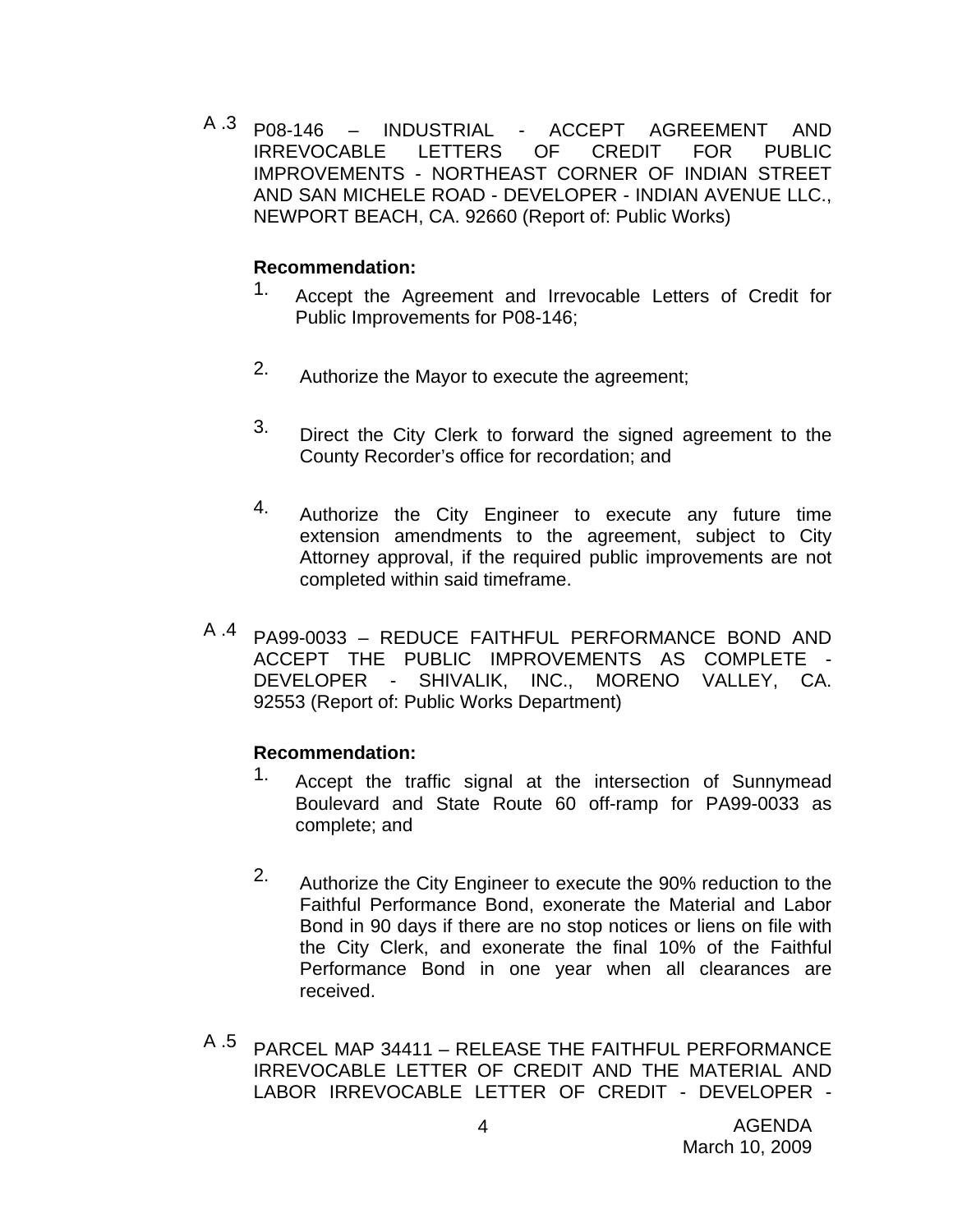A .3 P08-146 – INDUSTRIAL - ACCEPT AGREEMENT AND IRREVOCABLE LETTERS OF CREDIT FOR PUBLIC IMPROVEMENTS - NORTHEAST CORNER OF INDIAN STREET AND SAN MICHELE ROAD - DEVELOPER - INDIAN AVENUE LLC., NEWPORT BEACH, CA. 92660 (Report of: Public Works)

**Recommendation:**

1. Accept the Agreement and Irrevocable Letters of Credit for Public Improvements for P08-146;
2. Authorize the Mayor to execute the agreement;
3. Direct the City Clerk to forward the signed agreement to the County Recorder's office for recordation; and
4. Authorize the City Engineer to execute any future time extension amendments to the agreement, subject to City Attorney approval, if the required public improvements are not completed within said timeframe.

A .4 PA99-0033 – REDUCE FAITHFUL PERFORMANCE BOND AND ACCEPT THE PUBLIC IMPROVEMENTS AS COMPLETE - DEVELOPER - SHIVALIK, INC., MORENO VALLEY, CA. 92553 (Report of: Public Works Department)

**Recommendation:**

1. Accept the traffic signal at the intersection of Sunnymead Boulevard and State Route 60 off-ramp for PA99-0033 as complete; and
2. Authorize the City Engineer to execute the 90% reduction to the Faithful Performance Bond, exonerate the Material and Labor Bond in 90 days if there are no stop notices or liens on file with the City Clerk, and exonerate the final 10% of the Faithful Performance Bond in one year when all clearances are received.

A .5 PARCEL MAP 34411 – RELEASE THE FAITHFUL PERFORMANCE IRREVOCABLE LETTER OF CREDIT AND THE MATERIAL AND LABOR IRREVOCABLE LETTER OF CREDIT - DEVELOPER -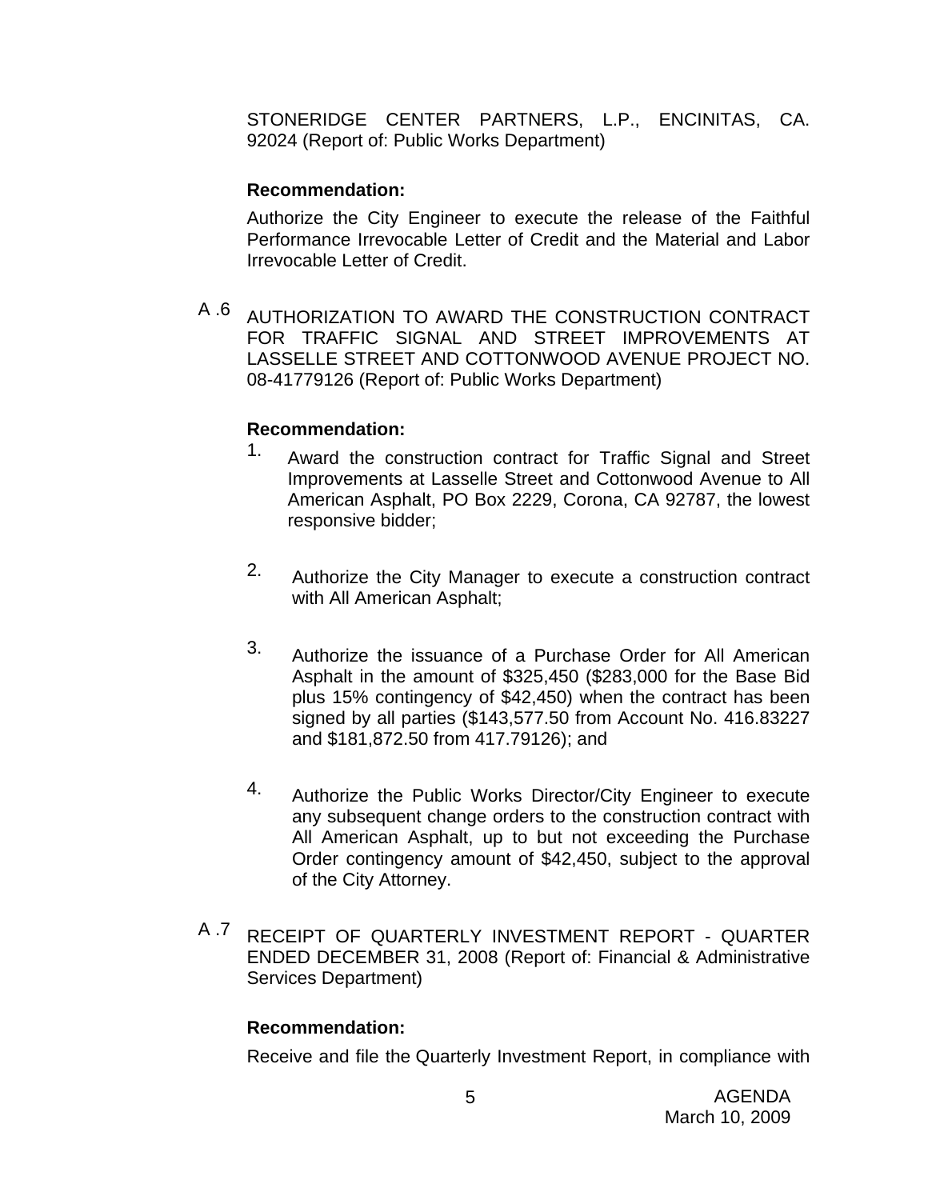STONERIDGE CENTER PARTNERS, L.P., ENCINITAS, CA. 92024 (Report of: Public Works Department)

**Recommendation:**

Authorize the City Engineer to execute the release of the Faithful Performance Irrevocable Letter of Credit and the Material and Labor Irrevocable Letter of Credit.

A .6 AUTHORIZATION TO AWARD THE CONSTRUCTION CONTRACT FOR TRAFFIC SIGNAL AND STREET IMPROVEMENTS AT LASSELLE STREET AND COTTONWOOD AVENUE PROJECT NO. 08-41779126 (Report of: Public Works Department)

**Recommendation:**

1. Award the construction contract for Traffic Signal and Street Improvements at Lasselle Street and Cottonwood Avenue to All American Asphalt, PO Box 2229, Corona, CA 92787, the lowest responsive bidder;

2. Authorize the City Manager to execute a construction contract with All American Asphalt;

3. Authorize the issuance of a Purchase Order for All American Asphalt in the amount of $325,450 ($283,000 for the Base Bid plus 15% contingency of $42,450) when the contract has been signed by all parties ($143,577.50 from Account No. 416.83227 and $181,872.50 from 417.79126); and

4. Authorize the Public Works Director/City Engineer to execute any subsequent change orders to the construction contract with All American Asphalt, up to but not exceeding the Purchase Order contingency amount of $42,450, subject to the approval of the City Attorney.

A .7 RECEIPT OF QUARTERLY INVESTMENT REPORT - QUARTER ENDED DECEMBER 31, 2008 (Report of: Financial & Administrative Services Department)

**Recommendation:**

Receive and file the Quarterly Investment Report, in compliance with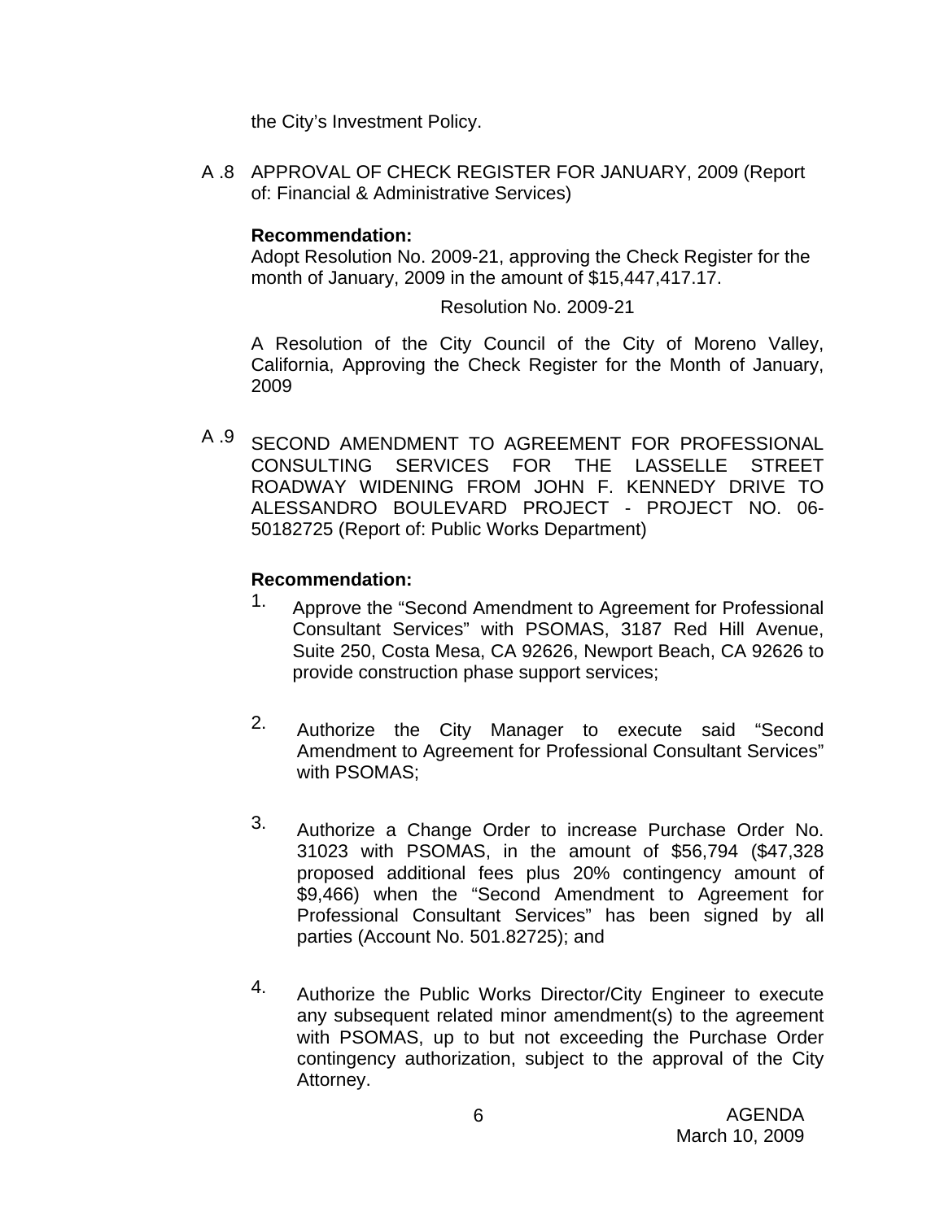the City's Investment Policy.

A .8 APPROVAL OF CHECK REGISTER FOR JANUARY, 2009 (Report of: Financial & Administrative Services)

**Recommendation:**
Adopt Resolution No. 2009-21, approving the Check Register for the month of January, 2009 in the amount of $15,447,417.17.

Resolution No. 2009-21

A Resolution of the City Council of the City of Moreno Valley, California, Approving the Check Register for the Month of January, 2009

A .9 SECOND AMENDMENT TO AGREEMENT FOR PROFESSIONAL CONSULTING SERVICES FOR THE LASSELLE STREET ROADWAY WIDENING FROM JOHN F. KENNEDY DRIVE TO ALESSANDRO BOULEVARD PROJECT - PROJECT NO. 06-50182725 (Report of: Public Works Department)

**Recommendation:**

1. Approve the "Second Amendment to Agreement for Professional Consultant Services" with PSOMAS, 3187 Red Hill Avenue, Suite 250, Costa Mesa, CA 92626, Newport Beach, CA 92626 to provide construction phase support services;

2. Authorize the City Manager to execute said "Second Amendment to Agreement for Professional Consultant Services" with PSOMAS;

3. Authorize a Change Order to increase Purchase Order No. 31023 with PSOMAS, in the amount of $56,794 ($47,328 proposed additional fees plus 20% contingency amount of $9,466) when the "Second Amendment to Agreement for Professional Consultant Services" has been signed by all parties (Account No. 501.82725); and

4. Authorize the Public Works Director/City Engineer to execute any subsequent related minor amendment(s) to the agreement with PSOMAS, up to but not exceeding the Purchase Order contingency authorization, subject to the approval of the City Attorney.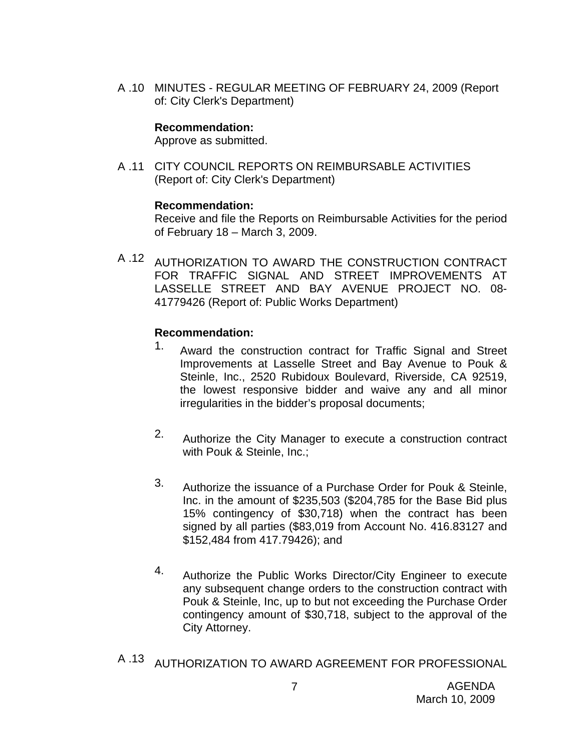A .10 MINUTES - REGULAR MEETING OF FEBRUARY 24, 2009 (Report of: City Clerk's Department)

**Recommendation:**
Approve as submitted.

A .11 CITY COUNCIL REPORTS ON REIMBURSABLE ACTIVITIES (Report of: City Clerk's Department)

**Recommendation:**
Receive and file the Reports on Reimbursable Activities for the period of February 18 – March 3, 2009.

A .12 AUTHORIZATION TO AWARD THE CONSTRUCTION CONTRACT FOR TRAFFIC SIGNAL AND STREET IMPROVEMENTS AT LASSELLE STREET AND BAY AVENUE PROJECT NO. 08-41779426 (Report of: Public Works Department)

**Recommendation:**

1. Award the construction contract for Traffic Signal and Street Improvements at Lasselle Street and Bay Avenue to Pouk & Steinle, Inc., 2520 Rubidoux Boulevard, Riverside, CA 92519, the lowest responsive bidder and waive any and all minor irregularities in the bidder's proposal documents;

2. Authorize the City Manager to execute a construction contract with Pouk & Steinle, Inc.;

3. Authorize the issuance of a Purchase Order for Pouk & Steinle, Inc. in the amount of $235,503 ($204,785 for the Base Bid plus 15% contingency of $30,718) when the contract has been signed by all parties ($83,019 from Account No. 416.83127 and $152,484 from 417.79426); and

4. Authorize the Public Works Director/City Engineer to execute any subsequent change orders to the construction contract with Pouk & Steinle, Inc, up to but not exceeding the Purchase Order contingency amount of $30,718, subject to the approval of the City Attorney.

A .13 AUTHORIZATION TO AWARD AGREEMENT FOR PROFESSIONAL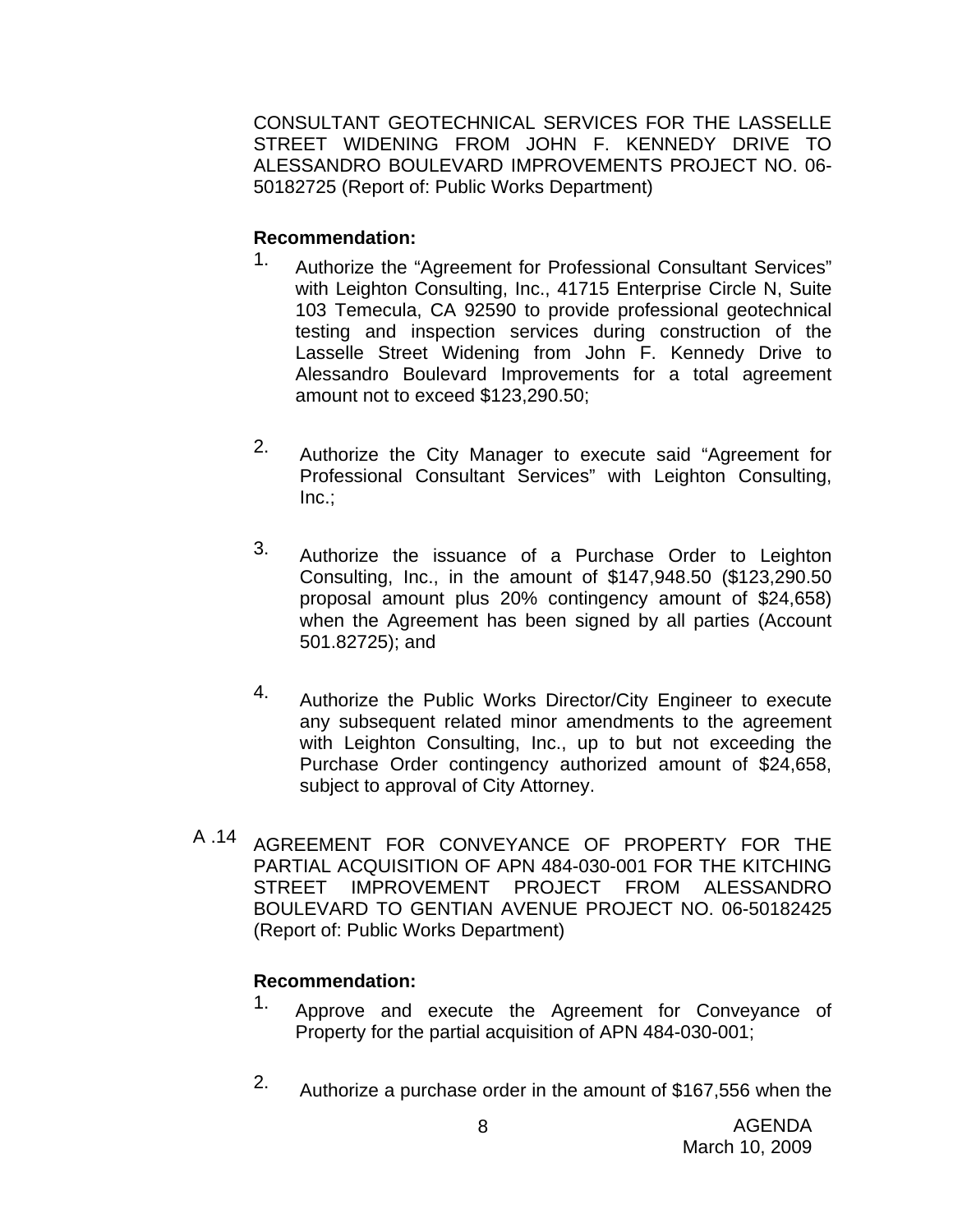CONSULTANT GEOTECHNICAL SERVICES FOR THE LASSELLE STREET WIDENING FROM JOHN F. KENNEDY DRIVE TO ALESSANDRO BOULEVARD IMPROVEMENTS PROJECT NO. 06-50182725 (Report of: Public Works Department)

**Recommendation:**

1. Authorize the "Agreement for Professional Consultant Services" with Leighton Consulting, Inc., 41715 Enterprise Circle N, Suite 103 Temecula, CA 92590 to provide professional geotechnical testing and inspection services during construction of the Lasselle Street Widening from John F. Kennedy Drive to Alessandro Boulevard Improvements for a total agreement amount not to exceed $123,290.50;

2. Authorize the City Manager to execute said "Agreement for Professional Consultant Services" with Leighton Consulting, Inc.;

3. Authorize the issuance of a Purchase Order to Leighton Consulting, Inc., in the amount of $147,948.50 ($123,290.50 proposal amount plus 20% contingency amount of $24,658) when the Agreement has been signed by all parties (Account 501.82725); and

4. Authorize the Public Works Director/City Engineer to execute any subsequent related minor amendments to the agreement with Leighton Consulting, Inc., up to but not exceeding the Purchase Order contingency authorized amount of $24,658, subject to approval of City Attorney.

A .14 AGREEMENT FOR CONVEYANCE OF PROPERTY FOR THE PARTIAL ACQUISITION OF APN 484-030-001 FOR THE KITCHING STREET IMPROVEMENT PROJECT FROM ALESSANDRO BOULEVARD TO GENTIAN AVENUE PROJECT NO. 06-50182425 (Report of: Public Works Department)

**Recommendation:**

1. Approve and execute the Agreement for Conveyance of Property for the partial acquisition of APN 484-030-001;

2. Authorize a purchase order in the amount of $167,556 when the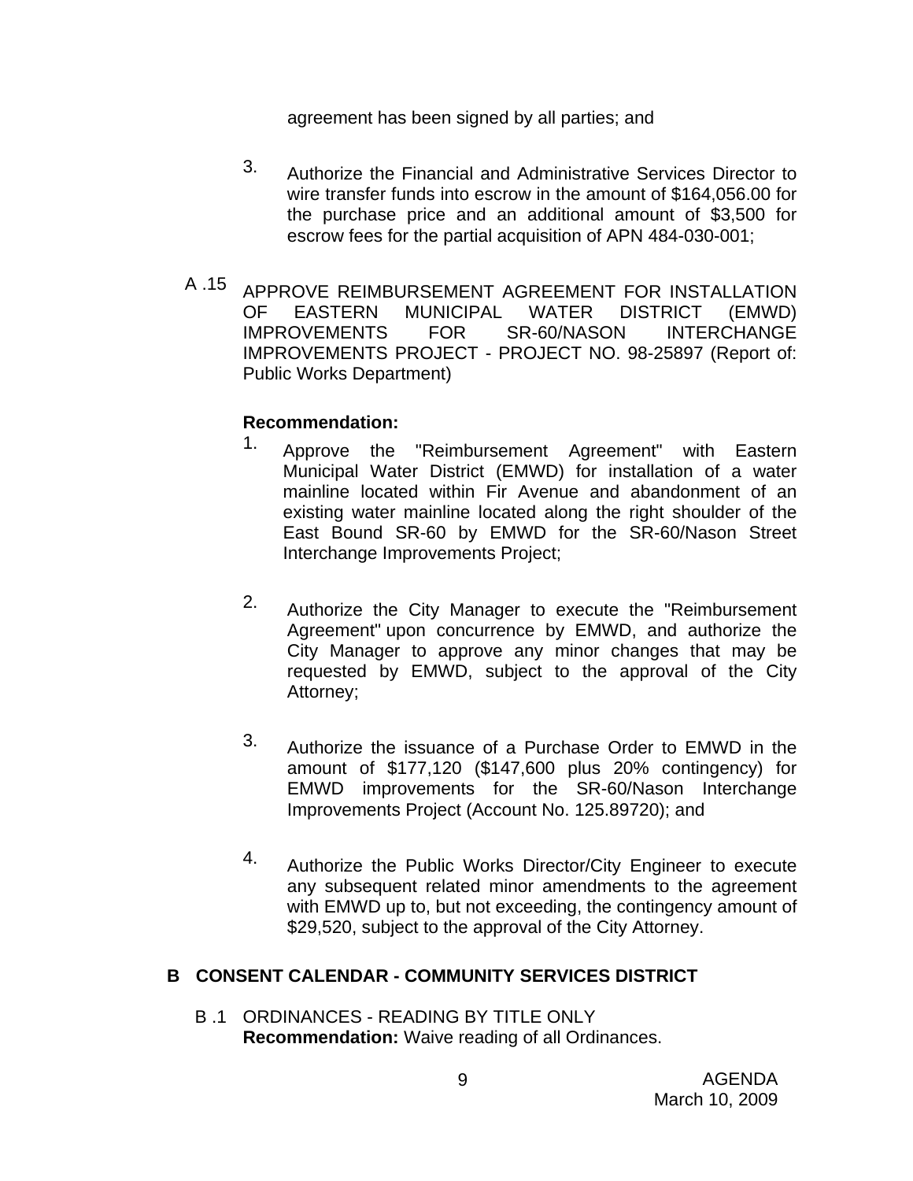agreement has been signed by all parties; and

3. Authorize the Financial and Administrative Services Director to wire transfer funds into escrow in the amount of $164,056.00 for the purchase price and an additional amount of $3,500 for escrow fees for the partial acquisition of APN 484-030-001;

A .15 APPROVE REIMBURSEMENT AGREEMENT FOR INSTALLATION OF EASTERN MUNICIPAL WATER DISTRICT (EMWD) IMPROVEMENTS FOR SR-60/NASON INTERCHANGE IMPROVEMENTS PROJECT - PROJECT NO. 98-25897 (Report of: Public Works Department)

**Recommendation:**

1. Approve the "Reimbursement Agreement" with Eastern Municipal Water District (EMWD) for installation of a water mainline located within Fir Avenue and abandonment of an existing water mainline located along the right shoulder of the East Bound SR-60 by EMWD for the SR-60/Nason Street Interchange Improvements Project;

2. Authorize the City Manager to execute the "Reimbursement Agreement" upon concurrence by EMWD, and authorize the City Manager to approve any minor changes that may be requested by EMWD, subject to the approval of the City Attorney;

3. Authorize the issuance of a Purchase Order to EMWD in the amount of $177,120 ($147,600 plus 20% contingency) for EMWD improvements for the SR-60/Nason Interchange Improvements Project (Account No. 125.89720); and

4. Authorize the Public Works Director/City Engineer to execute any subsequent related minor amendments to the agreement with EMWD up to, but not exceeding, the contingency amount of $29,520, subject to the approval of the City Attorney.

## B CONSENT CALENDAR - COMMUNITY SERVICES DISTRICT

B .1 ORDINANCES - READING BY TITLE ONLY
**Recommendation:** Waive reading of all Ordinances.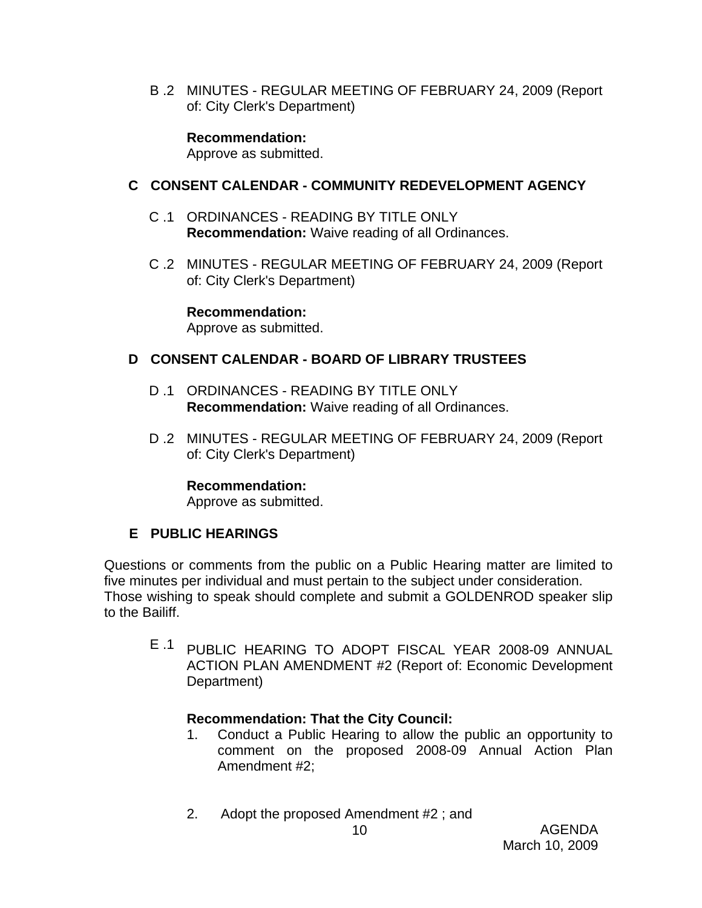B .2 MINUTES - REGULAR MEETING OF FEBRUARY 24, 2009 (Report of: City Clerk's Department)

**Recommendation:**
Approve as submitted.

## C CONSENT CALENDAR - COMMUNITY REDEVELOPMENT AGENCY

C .1 ORDINANCES - READING BY TITLE ONLY
**Recommendation:** Waive reading of all Ordinances.

C .2 MINUTES - REGULAR MEETING OF FEBRUARY 24, 2009 (Report of: City Clerk's Department)

**Recommendation:**
Approve as submitted.

## D CONSENT CALENDAR - BOARD OF LIBRARY TRUSTEES

D .1 ORDINANCES - READING BY TITLE ONLY
**Recommendation:** Waive reading of all Ordinances.

D .2 MINUTES - REGULAR MEETING OF FEBRUARY 24, 2009 (Report of: City Clerk's Department)

**Recommendation:**
Approve as submitted.

## E PUBLIC HEARINGS

Questions or comments from the public on a Public Hearing matter are limited to five minutes per individual and must pertain to the subject under consideration.
Those wishing to speak should complete and submit a GOLDENROD speaker slip to the Bailiff.

E .1 PUBLIC HEARING TO ADOPT FISCAL YEAR 2008-09 ANNUAL ACTION PLAN AMENDMENT #2 (Report of: Economic Development Department)

**Recommendation: That the City Council:**

1. Conduct a Public Hearing to allow the public an opportunity to comment on the proposed 2008-09 Annual Action Plan Amendment #2;

2. Adopt the proposed Amendment #2 ; and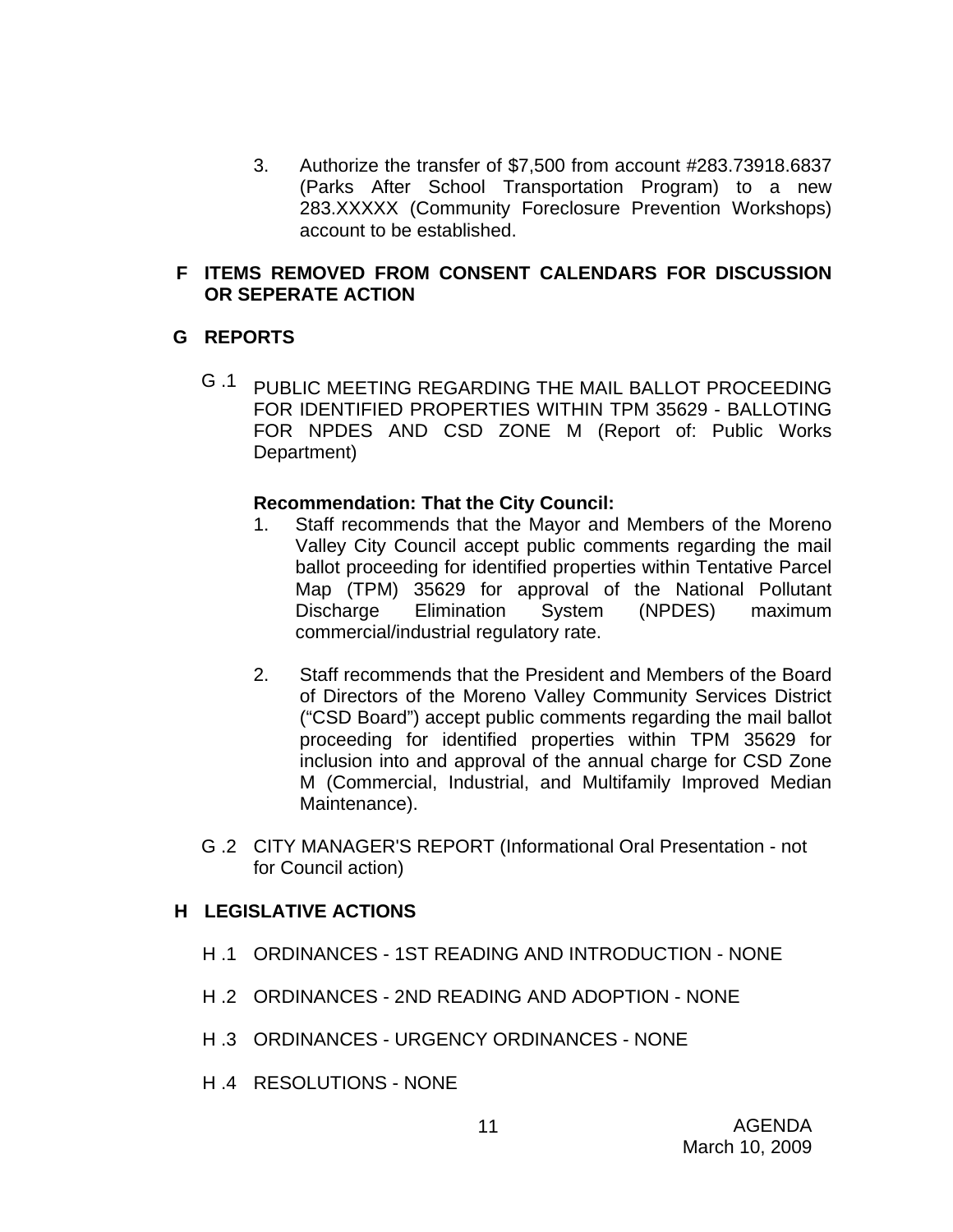3. Authorize the transfer of $7,500 from account #283.73918.6837 (Parks After School Transportation Program) to a new 283.XXXXX (Community Foreclosure Prevention Workshops) account to be established.

## F ITEMS REMOVED FROM CONSENT CALENDARS FOR DISCUSSION OR SEPERATE ACTION

## G REPORTS

G .1 PUBLIC MEETING REGARDING THE MAIL BALLOT PROCEEDING FOR IDENTIFIED PROPERTIES WITHIN TPM 35629 - BALLOTING FOR NPDES AND CSD ZONE M (Report of: Public Works Department)

**Recommendation: That the City Council:**

1. Staff recommends that the Mayor and Members of the Moreno Valley City Council accept public comments regarding the mail ballot proceeding for identified properties within Tentative Parcel Map (TPM) 35629 for approval of the National Pollutant Discharge Elimination System (NPDES) maximum commercial/industrial regulatory rate.

2. Staff recommends that the President and Members of the Board of Directors of the Moreno Valley Community Services District ("CSD Board") accept public comments regarding the mail ballot proceeding for identified properties within TPM 35629 for inclusion into and approval of the annual charge for CSD Zone M (Commercial, Industrial, and Multifamily Improved Median Maintenance).

G .2 CITY MANAGER'S REPORT (Informational Oral Presentation - not for Council action)

## H LEGISLATIVE ACTIONS

H .1 ORDINANCES - 1ST READING AND INTRODUCTION - NONE

H .2 ORDINANCES - 2ND READING AND ADOPTION - NONE

H .3 ORDINANCES - URGENCY ORDINANCES - NONE

H .4 RESOLUTIONS - NONE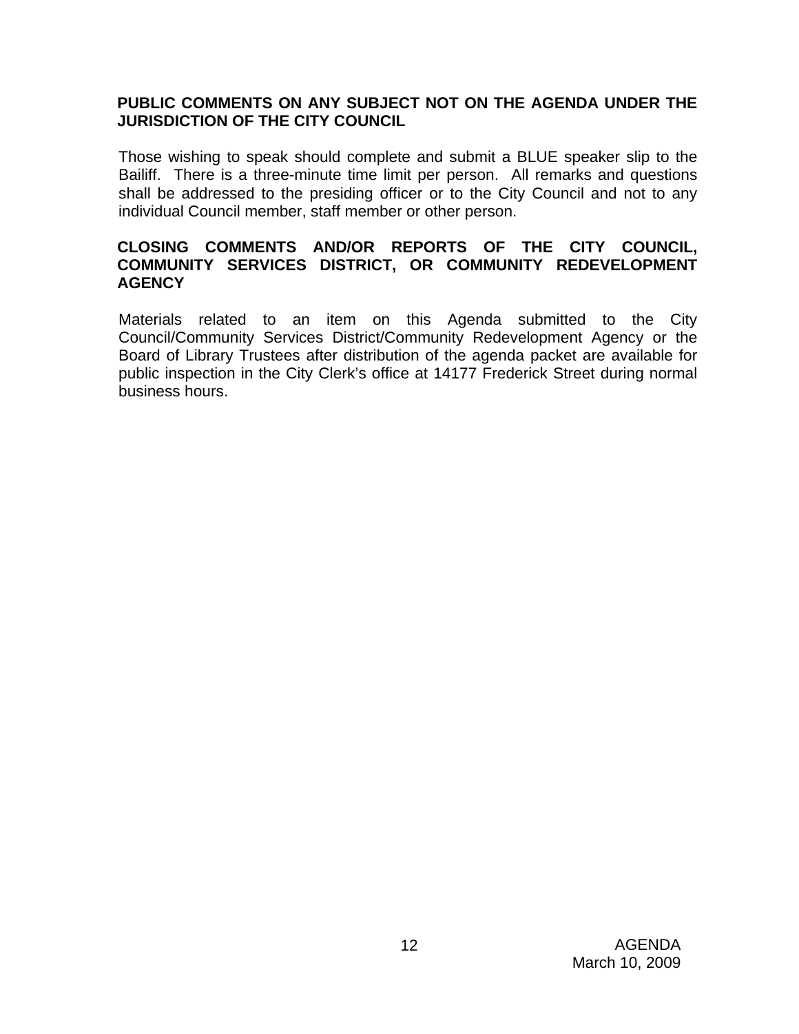**PUBLIC COMMENTS ON ANY SUBJECT NOT ON THE AGENDA UNDER THE JURISDICTION OF THE CITY COUNCIL**

Those wishing to speak should complete and submit a BLUE speaker slip to the Bailiff. There is a three-minute time limit per person. All remarks and questions shall be addressed to the presiding officer or to the City Council and not to any individual Council member, staff member or other person.

**CLOSING COMMENTS AND/OR REPORTS OF THE CITY COUNCIL, COMMUNITY SERVICES DISTRICT, OR COMMUNITY REDEVELOPMENT AGENCY**

Materials related to an item on this Agenda submitted to the City Council/Community Services District/Community Redevelopment Agency or the Board of Library Trustees after distribution of the agenda packet are available for public inspection in the City Clerk's office at 14177 Frederick Street during normal business hours.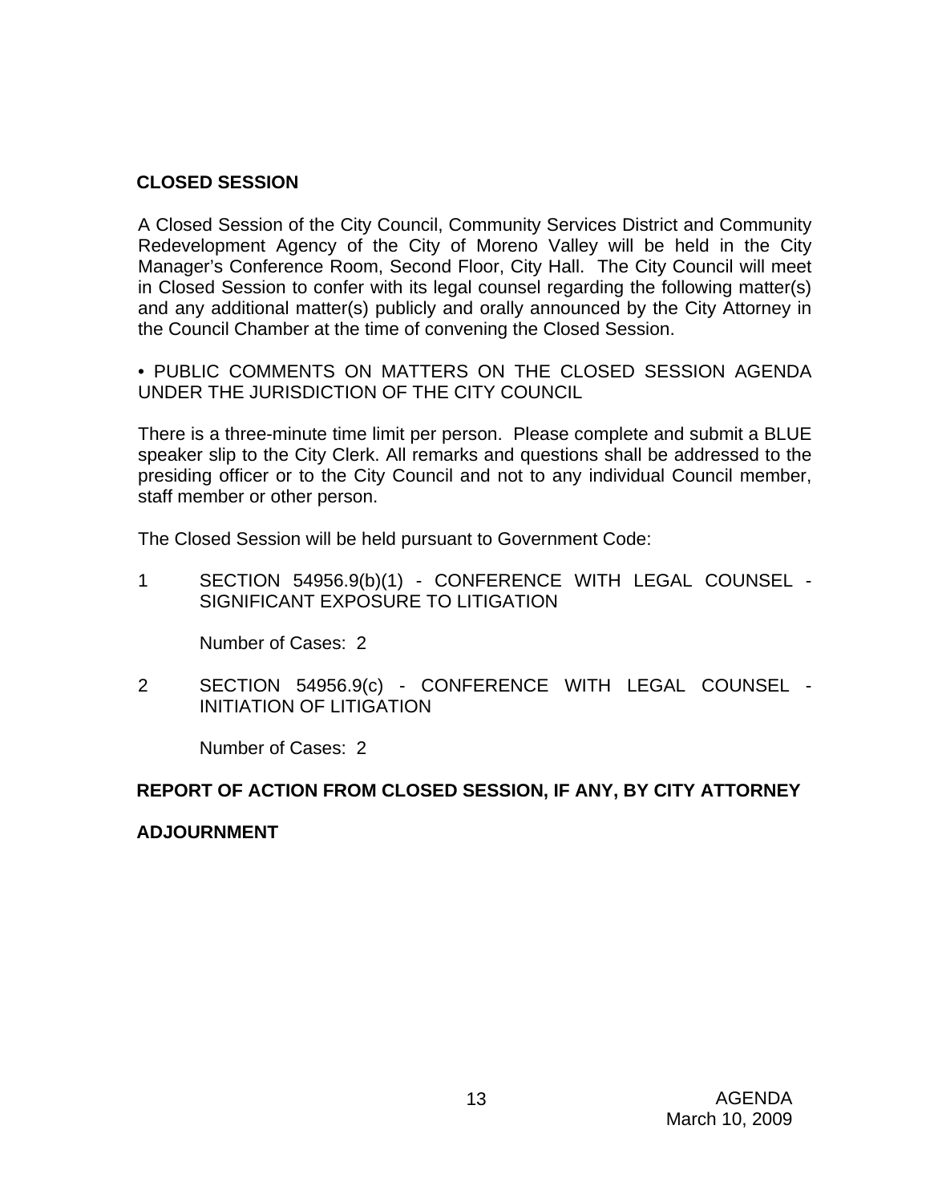## CLOSED SESSION

A Closed Session of the City Council, Community Services District and Community Redevelopment Agency of the City of Moreno Valley will be held in the City Manager's Conference Room, Second Floor, City Hall. The City Council will meet in Closed Session to confer with its legal counsel regarding the following matter(s) and any additional matter(s) publicly and orally announced by the City Attorney in the Council Chamber at the time of convening the Closed Session.

• PUBLIC COMMENTS ON MATTERS ON THE CLOSED SESSION AGENDA UNDER THE JURISDICTION OF THE CITY COUNCIL

There is a three-minute time limit per person. Please complete and submit a BLUE speaker slip to the City Clerk. All remarks and questions shall be addressed to the presiding officer or to the City Council and not to any individual Council member, staff member or other person.

The Closed Session will be held pursuant to Government Code:

1 SECTION 54956.9(b)(1) - CONFERENCE WITH LEGAL COUNSEL - SIGNIFICANT EXPOSURE TO LITIGATION

   Number of Cases: 2

2 SECTION 54956.9(c) - CONFERENCE WITH LEGAL COUNSEL - INITIATION OF LITIGATION

   Number of Cases: 2

## REPORT OF ACTION FROM CLOSED SESSION, IF ANY, BY CITY ATTORNEY

## ADJOURNMENT